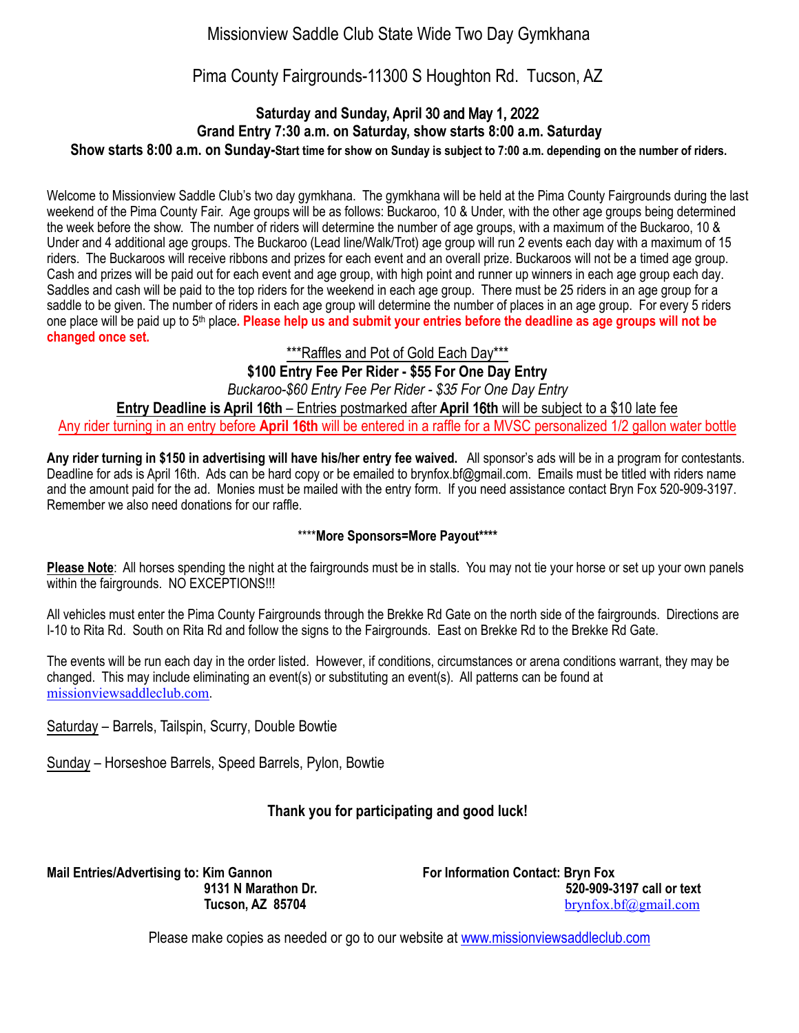# Missionview Saddle Club State Wide Two Day Gymkhana

## Pima County Fairgrounds-11300 S Houghton Rd. Tucson, AZ

**Saturday and Sunday, April 30 and May 1, 2022**
**Grand Entry 7:30 a.m. on Saturday, show starts 8:00 a.m. Saturday**
**Show starts 8:00 a.m. on Sunday-Start time for show on Sunday is subject to 7:00 a.m. depending on the number of riders.**

Welcome to Missionview Saddle Club's two day gymkhana. The gymkhana will be held at the Pima County Fairgrounds during the last weekend of the Pima County Fair. Age groups will be as follows: Buckaroo, 10 & Under, with the other age groups being determined the week before the show. The number of riders will determine the number of age groups, with a maximum of the Buckaroo, 10 & Under and 4 additional age groups. The Buckaroo (Lead line/Walk/Trot) age group will run 2 events each day with a maximum of 15 riders. The Buckaroos will receive ribbons and prizes for each event and an overall prize. Buckaroos will not be a timed age group. Cash and prizes will be paid out for each event and age group, with high point and runner up winners in each age group each day. Saddles and cash will be paid to the top riders for the weekend in each age group. There must be 25 riders in an age group for a saddle to be given. The number of riders in each age group will determine the number of places in an age group. For every 5 riders one place will be paid up to 5th place**. Please help us and submit your entries before the deadline as age groups will not be changed once set.**

***Raffles and Pot of Gold Each Day***

**$100 Entry Fee Per Rider - $55 For One Day Entry**

*Buckaroo-$60 Entry Fee Per Rider - $35 For One Day Entry*

**Entry Deadline is April 16th** – Entries postmarked after **April 16th** will be subject to a $10 late fee

Any rider turning in an entry before **April 16th** will be entered in a raffle for a MVSC personalized 1/2 gallon water bottle

**Any rider turning in $150 in advertising will have his/her entry fee waived.** All sponsor's ads will be in a program for contestants. Deadline for ads is April 16th. Ads can be hard copy or be emailed to brynfox.bf@gmail.com. Emails must be titled with riders name and the amount paid for the ad. Monies must be mailed with the entry form. If you need assistance contact Bryn Fox 520-909-3197. Remember we also need donations for our raffle.

****More Sponsors=More Payout****

**Please Note**: All horses spending the night at the fairgrounds must be in stalls. You may not tie your horse or set up your own panels within the fairgrounds. NO EXCEPTIONS!!!

All vehicles must enter the Pima County Fairgrounds through the Brekke Rd Gate on the north side of the fairgrounds. Directions are I-10 to Rita Rd. South on Rita Rd and follow the signs to the Fairgrounds. East on Brekke Rd to the Brekke Rd Gate.

The events will be run each day in the order listed. However, if conditions, circumstances or arena conditions warrant, they may be changed. This may include eliminating an event(s) or substituting an event(s). All patterns can be found at missionviewsaddleclub.com.

Saturday – Barrels, Tailspin, Scurry, Double Bowtie

Sunday – Horseshoe Barrels, Speed Barrels, Pylon, Bowtie

**Thank you for participating and good luck!**

**Mail Entries/Advertising to: Kim Gannon**
**9131 N Marathon Dr.**
**Tucson, AZ 85704**

**For Information Contact: Bryn Fox**
**520-909-3197 call or text**
brynfox.bf@gmail.com

Please make copies as needed or go to our website at www.missionviewsaddleclub.com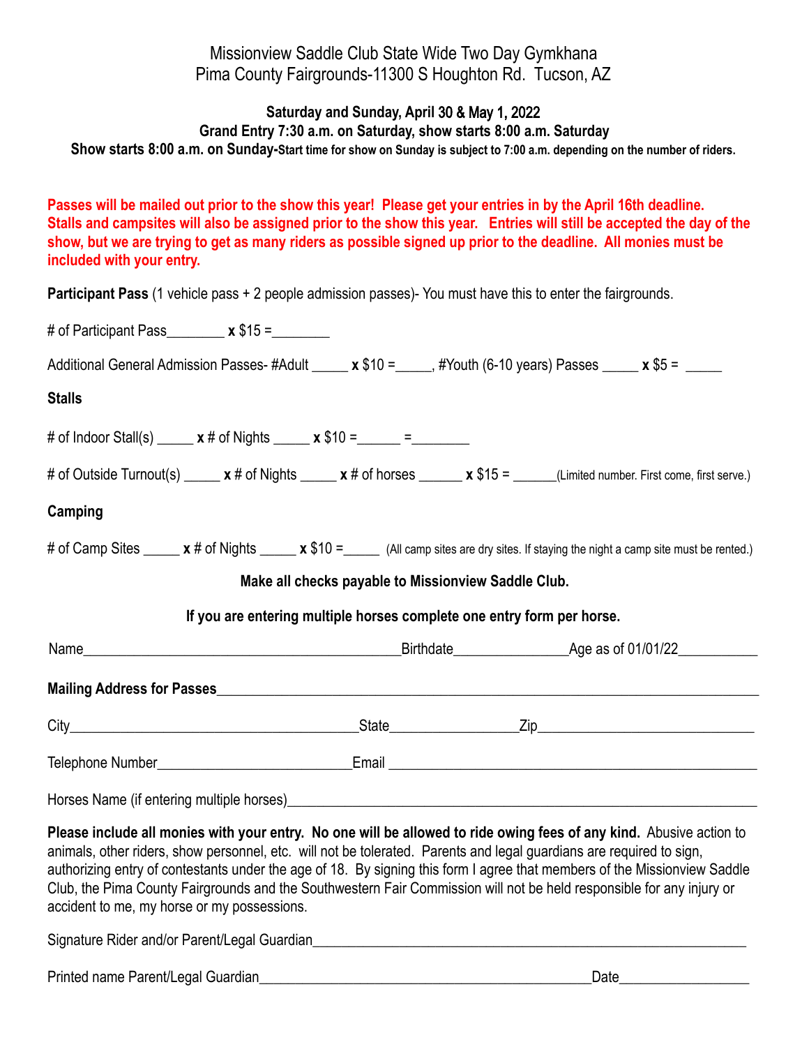# Missionview Saddle Club State Wide Two Day Gymkhana
## Pima County Fairgrounds-11300 S Houghton Rd. Tucson, AZ

**Saturday and Sunday, April 30 & May 1, 2022**
**Grand Entry 7:30 a.m. on Saturday, show starts 8:00 a.m. Saturday**
**Show starts 8:00 a.m. on Sunday-Start time for show on Sunday is subject to 7:00 a.m. depending on the number of riders.**

**Passes will be mailed out prior to the show this year! Please get your entries in by the April 16th deadline. Stalls and campsites will also be assigned prior to the show this year. Entries will still be accepted the day of the show, but we are trying to get as many riders as possible signed up prior to the deadline. All monies must be included with your entry.**

**Participant Pass** (1 vehicle pass + 2 people admission passes)- You must have this to enter the fairgrounds.

# of Participant Pass________ **x** $15 =________

Additional General Admission Passes- #Adult _____ **x** $10 =_____, #Youth (6-10 years) Passes _____ **x** $5 = _____

**Stalls**

# of Indoor Stall(s) _____ **x** # of Nights _____ **x** $10 =______ =________

# of Outside Turnout(s) _____ **x** # of Nights _____ **x** # of horses ______ **x** $15 = ______(Limited number. First come, first serve.)

**Camping**

# of Camp Sites _____ **x** # of Nights _____ **x** $10 =_____ (All camp sites are dry sites. If staying the night a camp site must be rented.)

**Make all checks payable to Missionview Saddle Club.**

**If you are entering multiple horses complete one entry form per horse.**

Name____________________________________________Birthdate_______________Age as of 01/01/22___________

**Mailing Address for Passes**__________________________________________________________________________

City________________________________________State_________________Zip_____________________________

Telephone Number__________________________Email _______________________________________________

Horses Name (if entering multiple horses)___________________________________________________________

**Please include all monies with your entry. No one will be allowed to ride owing fees of any kind.** Abusive action to animals, other riders, show personnel, etc. will not be tolerated. Parents and legal guardians are required to sign, authorizing entry of contestants under the age of 18. By signing this form I agree that members of the Missionview Saddle Club, the Pima County Fairgrounds and the Southwestern Fair Commission will not be held responsible for any injury or accident to me, my horse or my possessions.

Signature Rider and/or Parent/Legal Guardian____________________________________________________________

Printed name Parent/Legal Guardian_____________________________________________Date__________________